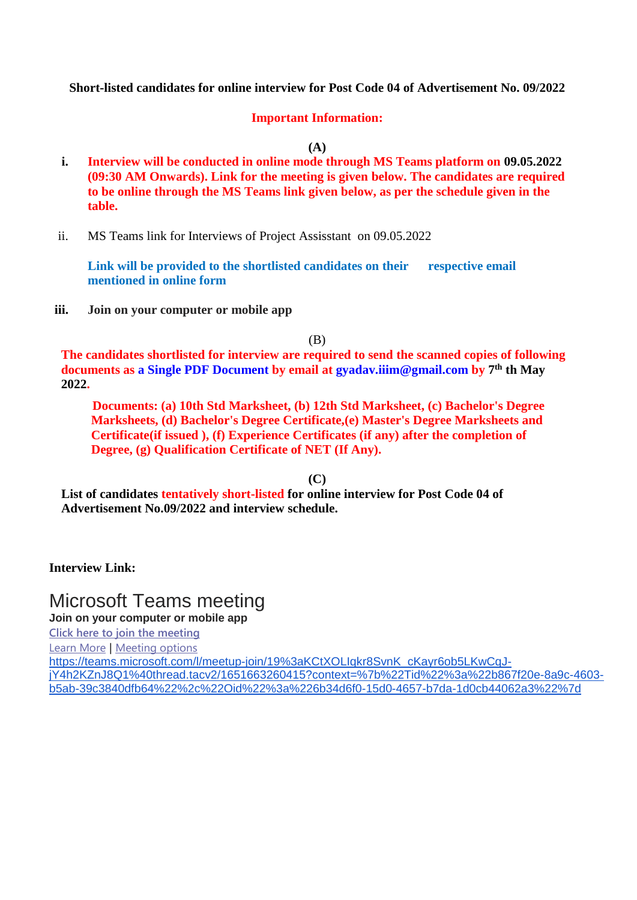**Short-listed candidates for online interview for Post Code 04 of Advertisement No. 09/2022**

**Important Information:**

**(A)**

i. **Interview will be conducted in online mode through MS Teams platform on 09.05.2022 (09:30 AM Onwards). Link for the meeting is given below. The candidates are required to be online through the MS Teams link given below, as per the schedule given in the table.**

ii. MS Teams link for Interviews of Project Assisstant on 09.05.2022

   **Link will be provided to the shortlisted candidates on their respective email mentioned in online form**

iii. **Join on your computer or mobile app**

(B)

**The candidates shortlisted for interview are required to send the scanned copies of following documents as a Single PDF Document by email at gyadav.iiim@gmail.com by 7th th May 2022.**

**Documents: (a) 10th Std Marksheet, (b) 12th Std Marksheet, (c) Bachelor's Degree Marksheets, (d) Bachelor's Degree Certificate,(e) Master's Degree Marksheets and Certificate(if issued ), (f) Experience Certificates (if any) after the completion of Degree, (g) Qualification Certificate of NET (If Any).**

**(C)**

**List of candidates tentatively short-listed for online interview for Post Code 04 of Advertisement No.09/2022 and interview schedule.**

**Interview Link:**

# Microsoft Teams meeting

**Join on your computer or mobile app**

Click here to join the meeting

Learn More | Meeting options

https://teams.microsoft.com/l/meetup-join/19%3aKCtXOLIqkr8SvnK_cKayr6ob5LKwCqJ-jY4h2KZnJ8Q1%40thread.tacv2/1651663260415?context=%7b%22Tid%22%3a%22b867f20e-8a9c-4603-b5ab-39c3840dfb64%22%2c%22Oid%22%3a%226b34d6f0-15d0-4657-b7da-1d0cb44062a3%22%7d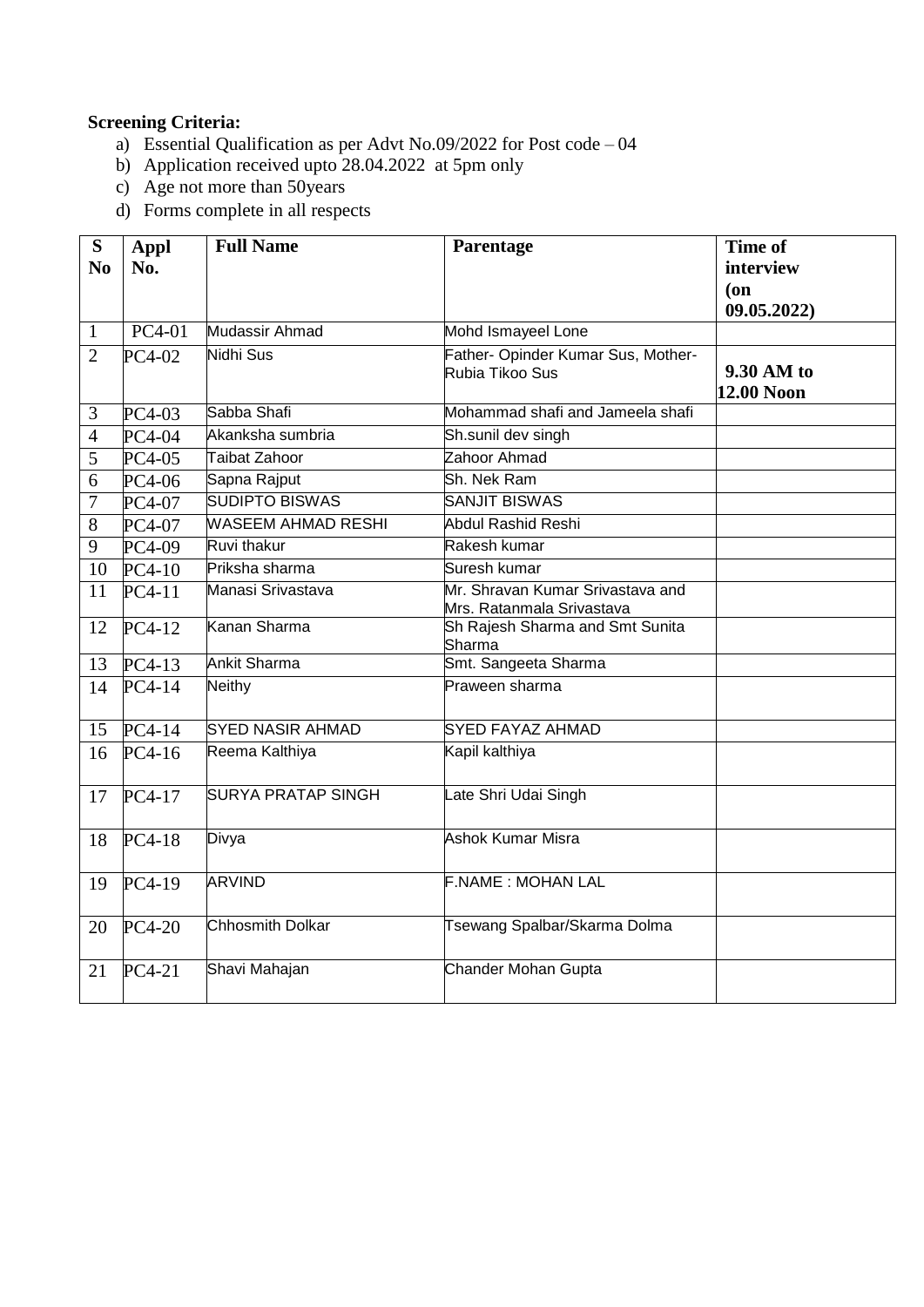**Screening Criteria:**

a) Essential Qualification as per Advt No.09/2022 for Post code – 04
b) Application received upto 28.04.2022 at 5pm only
c) Age not more than 50years
d) Forms complete in all respects

| S No | Appl No. | Full Name | Parentage | Time of interview (on 09.05.2022) |
|---|---|---|---|---|
| 1 | PC4-01 | Mudassir Ahmad | Mohd Ismayeel Lone | |
| 2 | PC4-02 | Nidhi Sus | Father- Opinder Kumar Sus, Mother- Rubia Tikoo Sus | **9.30 AM to 12.00 Noon** |
| 3 | PC4-03 | Sabba Shafi | Mohammad shafi and Jameela shafi | |
| 4 | PC4-04 | Akanksha sumbria | Sh.sunil dev singh | |
| 5 | PC4-05 | Taibat Zahoor | Zahoor Ahmad | |
| 6 | PC4-06 | Sapna Rajput | Sh. Nek Ram | |
| 7 | PC4-07 | SUDIPTO BISWAS | SANJIT BISWAS | |
| 8 | PC4-07 | WASEEM AHMAD RESHI | Abdul Rashid Reshi | |
| 9 | PC4-09 | Ruvi thakur | Rakesh kumar | |
| 10 | PC4-10 | Priksha sharma | Suresh kumar | |
| 11 | PC4-11 | Manasi Srivastava | Mr. Shravan Kumar Srivastava and Mrs. Ratanmala Srivastava | |
| 12 | PC4-12 | Kanan Sharma | Sh Rajesh Sharma and Smt Sunita Sharma | |
| 13 | PC4-13 | Ankit Sharma | Smt. Sangeeta Sharma | |
| 14 | PC4-14 | Neithy | Praween sharma | |
| 15 | PC4-14 | SYED NASIR AHMAD | SYED FAYAZ AHMAD | |
| 16 | PC4-16 | Reema Kalthiya | Kapil kalthiya | |
| 17 | PC4-17 | SURYA PRATAP SINGH | Late Shri Udai Singh | |
| 18 | PC4-18 | Divya | Ashok Kumar Misra | |
| 19 | PC4-19 | ARVIND | F.NAME : MOHAN LAL | |
| 20 | PC4-20 | Chhosmith Dolkar | Tsewang Spalbar/Skarma Dolma | |
| 21 | PC4-21 | Shavi Mahajan | Chander Mohan Gupta | |